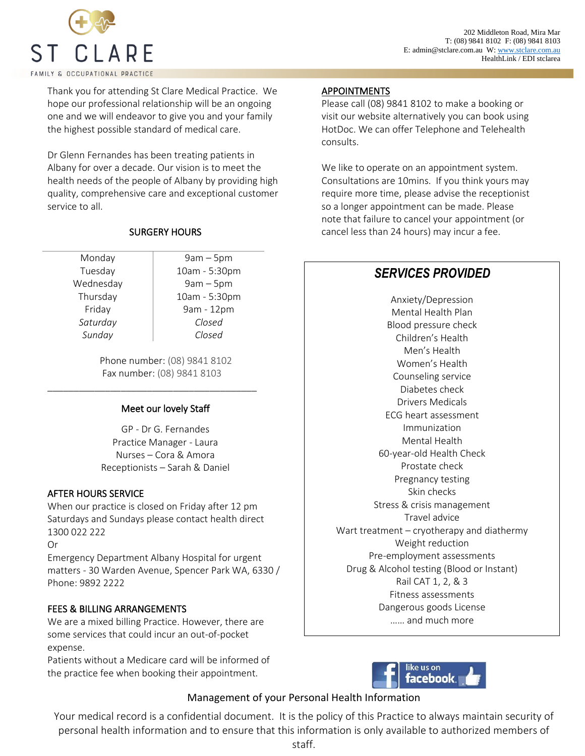# ST CLARE

FAMILY & OCCUPATIONAL PRACTICE

202 Middleton Road, Mira Mar
T: (08) 9841 8102 F: (08) 9841 8103
E: admin@stclare.com.au W: www.stclare.com.au
HealthLink / EDI stclarea

Thank you for attending St Clare Medical Practice. We hope our professional relationship will be an ongoing one and we will endeavor to give you and your family the highest possible standard of medical care.

Dr Glenn Fernandes has been treating patients in Albany for over a decade. Our vision is to meet the health needs of the people of Albany by providing high quality, comprehensive care and exceptional customer service to all.

## SURGERY HOURS

| | |
|---|---|
| Monday | 9am – 5pm |
| Tuesday | 10am - 5:30pm |
| Wednesday | 9am – 5pm |
| Thursday | 10am - 5:30pm |
| Friday | 9am - 12pm |
| *Saturday* | *Closed* |
| *Sunday* | *Closed* |

Phone number: (08) 9841 8102
Fax number: (08) 9841 8103

---

## Meet our lovely Staff

GP - Dr G. Fernandes
Practice Manager - Laura
Nurses – Cora & Amora
Receptionists – Sarah & Daniel

## AFTER HOURS SERVICE

When our practice is closed on Friday after 12 pm Saturdays and Sundays please contact health direct 1300 022 222
Or
Emergency Department Albany Hospital for urgent matters - 30 Warden Avenue, Spencer Park WA, 6330 / Phone: 9892 2222

## FEES & BILLING ARRANGEMENTS

We are a mixed billing Practice. However, there are some services that could incur an out-of-pocket expense.
Patients without a Medicare card will be informed of the practice fee when booking their appointment.

## APPOINTMENTS

Please call (08) 9841 8102 to make a booking or visit our website alternatively you can book using HotDoc. We can offer Telephone and Telehealth consults.

We like to operate on an appointment system. Consultations are 10mins. If you think yours may require more time, please advise the receptionist so a longer appointment can be made. Please note that failure to cancel your appointment (or cancel less than 24 hours) may incur a fee.

## *SERVICES PROVIDED*

Anxiety/Depression
Mental Health Plan
Blood pressure check
Children's Health
Men's Health
Women's Health
Counseling service
Diabetes check
Drivers Medicals
ECG heart assessment
Immunization
Mental Health
60-year-old Health Check
Prostate check
Pregnancy testing
Skin checks
Stress & crisis management
Travel advice
Wart treatment – cryotherapy and diathermy
Weight reduction
Pre-employment assessments
Drug & Alcohol testing (Blood or Instant)
Rail CAT 1, 2, & 3
Fitness assessments
Dangerous goods License
...... and much more

like us on facebook

## Management of your Personal Health Information

Your medical record is a confidential document. It is the policy of this Practice to always maintain security of personal health information and to ensure that this information is only available to authorized members of staff.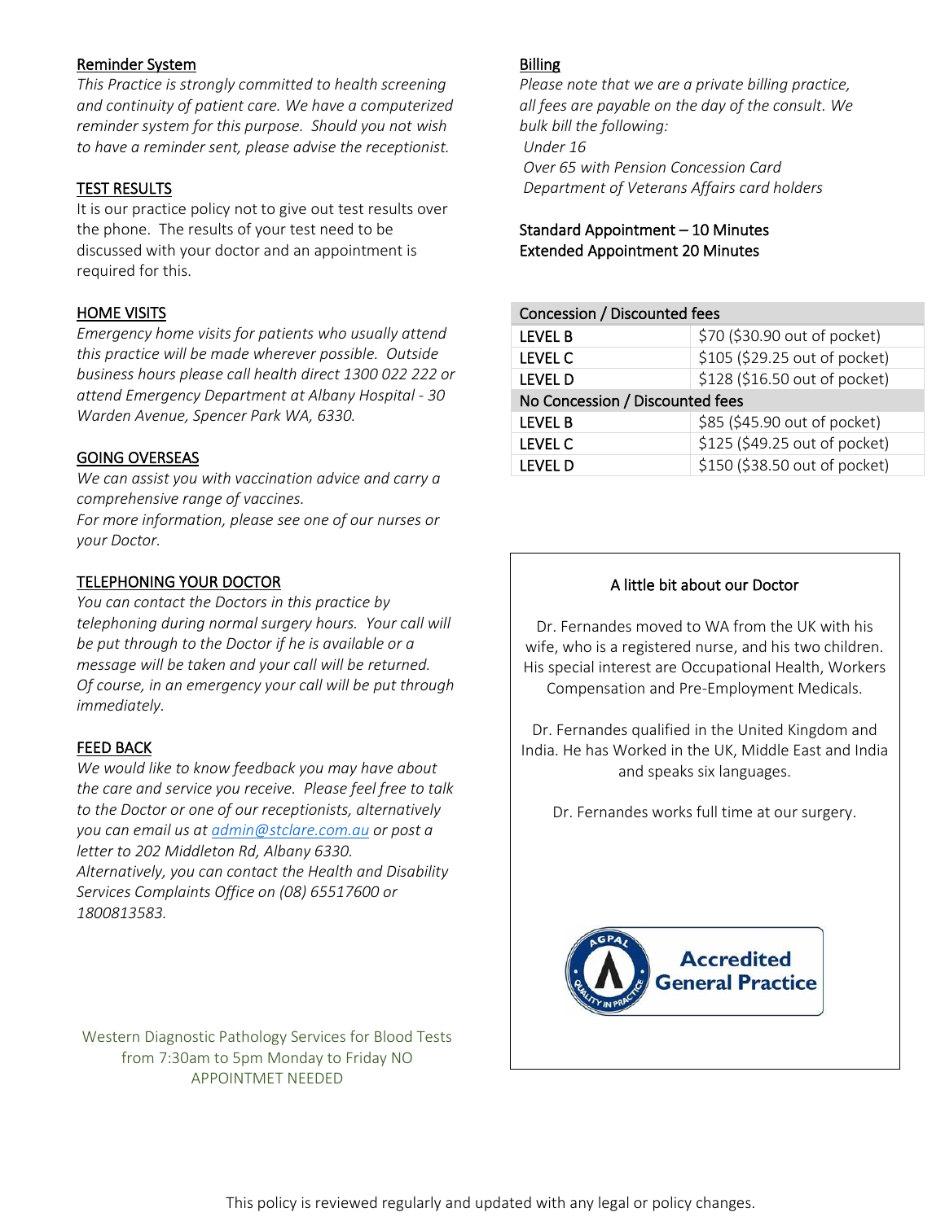## Reminder System

*This Practice is strongly committed to health screening and continuity of patient care. We have a computerized reminder system for this purpose. Should you not wish to have a reminder sent, please advise the receptionist.*

## TEST RESULTS

It is our practice policy not to give out test results over the phone. The results of your test need to be discussed with your doctor and an appointment is required for this.

## HOME VISITS

*Emergency home visits for patients who usually attend this practice will be made wherever possible. Outside business hours please call health direct 1300 022 222 or attend Emergency Department at Albany Hospital - 30 Warden Avenue, Spencer Park WA, 6330.*

## GOING OVERSEAS

*We can assist you with vaccination advice and carry a comprehensive range of vaccines.*
*For more information, please see one of our nurses or your Doctor.*

## TELEPHONING YOUR DOCTOR

*You can contact the Doctors in this practice by telephoning during normal surgery hours. Your call will be put through to the Doctor if he is available or a message will be taken and your call will be returned. Of course, in an emergency your call will be put through immediately.*

## FEED BACK

*We would like to know feedback you may have about the care and service you receive. Please feel free to talk to the Doctor or one of our receptionists, alternatively you can email us at admin@stclare.com.au or post a letter to 202 Middleton Rd, Albany 6330.*
*Alternatively, you can contact the Health and Disability Services Complaints Office on (08) 65517600 or 1800813583.*

Western Diagnostic Pathology Services for Blood Tests from 7:30am to 5pm Monday to Friday NO APPOINTMET NEEDED

## Billing

*Please note that we are a private billing practice, all fees are payable on the day of the consult. We bulk bill the following:*
*Under 16*
*Over 65 with Pension Concession Card*
*Department of Veterans Affairs card holders*

Standard Appointment – 10 Minutes
Extended Appointment 20 Minutes

| Concession / Discounted fees | |
|---|---|
| LEVEL B | $70 ($30.90 out of pocket) |
| LEVEL C | $105 ($29.25 out of pocket) |
| LEVEL D | $128 ($16.50 out of pocket) |
| **No Concession / Discounted fees** | |
| LEVEL B | $85 ($45.90 out of pocket) |
| LEVEL C | $125 ($49.25 out of pocket) |
| LEVEL D | $150 ($38.50 out of pocket) |

### A little bit about our Doctor

Dr. Fernandes moved to WA from the UK with his wife, who is a registered nurse, and his two children. His special interest are Occupational Health, Workers Compensation and Pre-Employment Medicals.

Dr. Fernandes qualified in the United Kingdom and India. He has Worked in the UK, Middle East and India and speaks six languages.

Dr. Fernandes works full time at our surgery.

AGPAL Quality in Practice – Accredited General Practice

This policy is reviewed regularly and updated with any legal or policy changes.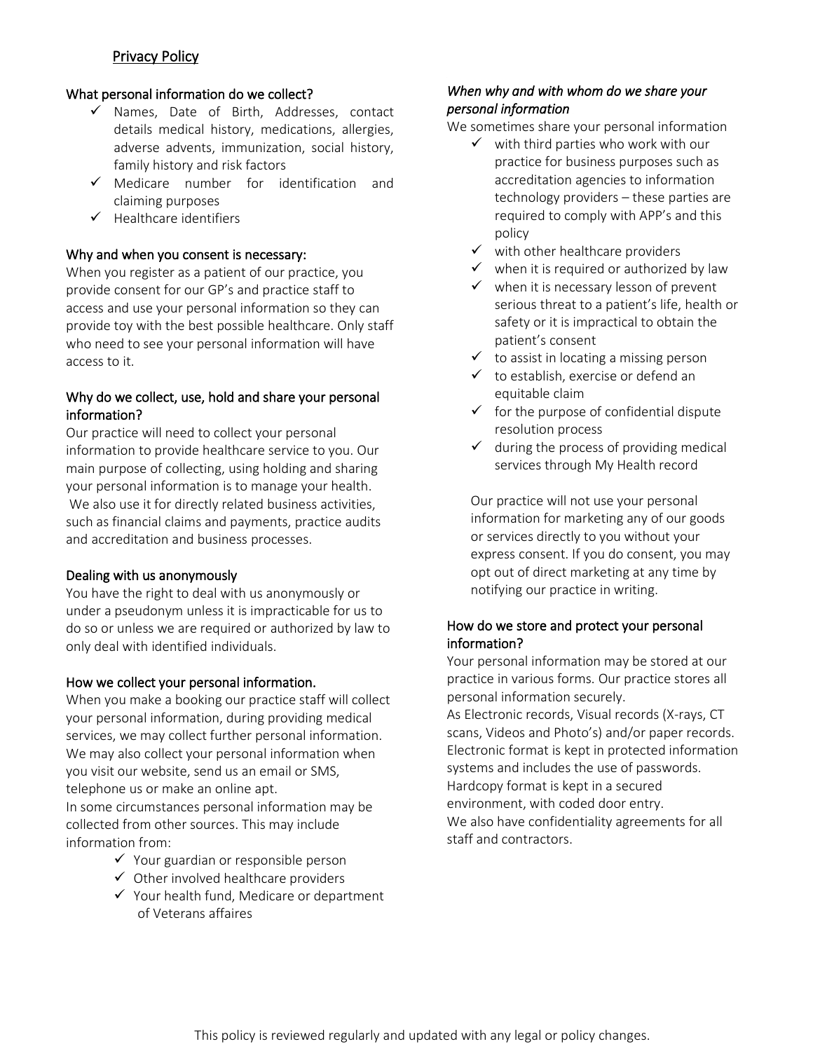## Privacy Policy

### What personal information do we collect?

- ✓ Names, Date of Birth, Addresses, contact details medical history, medications, allergies, adverse advents, immunization, social history, family history and risk factors
- ✓ Medicare number for identification and claiming purposes
- ✓ Healthcare identifiers

### Why and when you consent is necessary:

When you register as a patient of our practice, you provide consent for our GP's and practice staff to access and use your personal information so they can provide toy with the best possible healthcare. Only staff who need to see your personal information will have access to it.

### Why do we collect, use, hold and share your personal information?

Our practice will need to collect your personal information to provide healthcare service to you. Our main purpose of collecting, using holding and sharing your personal information is to manage your health. We also use it for directly related business activities, such as financial claims and payments, practice audits and accreditation and business processes.

### Dealing with us anonymously

You have the right to deal with us anonymously or under a pseudonym unless it is impracticable for us to do so or unless we are required or authorized by law to only deal with identified individuals.

### How we collect your personal information.

When you make a booking our practice staff will collect your personal information, during providing medical services, we may collect further personal information. We may also collect your personal information when you visit our website, send us an email or SMS, telephone us or make an online apt.

In some circumstances personal information may be collected from other sources. This may include information from:

- ✓ Your guardian or responsible person
- ✓ Other involved healthcare providers
- ✓ Your health fund, Medicare or department of Veterans affaires

### *When why and with whom do we share your personal information*

We sometimes share your personal information

- ✓ with third parties who work with our practice for business purposes such as accreditation agencies to information technology providers – these parties are required to comply with APP's and this policy
- ✓ with other healthcare providers
- ✓ when it is required or authorized by law
- ✓ when it is necessary lesson of prevent serious threat to a patient's life, health or safety or it is impractical to obtain the patient's consent
- ✓ to assist in locating a missing person
- ✓ to establish, exercise or defend an equitable claim
- ✓ for the purpose of confidential dispute resolution process
- ✓ during the process of providing medical services through My Health record

Our practice will not use your personal information for marketing any of our goods or services directly to you without your express consent. If you do consent, you may opt out of direct marketing at any time by notifying our practice in writing.

### How do we store and protect your personal information?

Your personal information may be stored at our practice in various forms. Our practice stores all personal information securely.

As Electronic records, Visual records (X-rays, CT scans, Videos and Photo's) and/or paper records. Electronic format is kept in protected information systems and includes the use of passwords. Hardcopy format is kept in a secured environment, with coded door entry.

We also have confidentiality agreements for all staff and contractors.

This policy is reviewed regularly and updated with any legal or policy changes.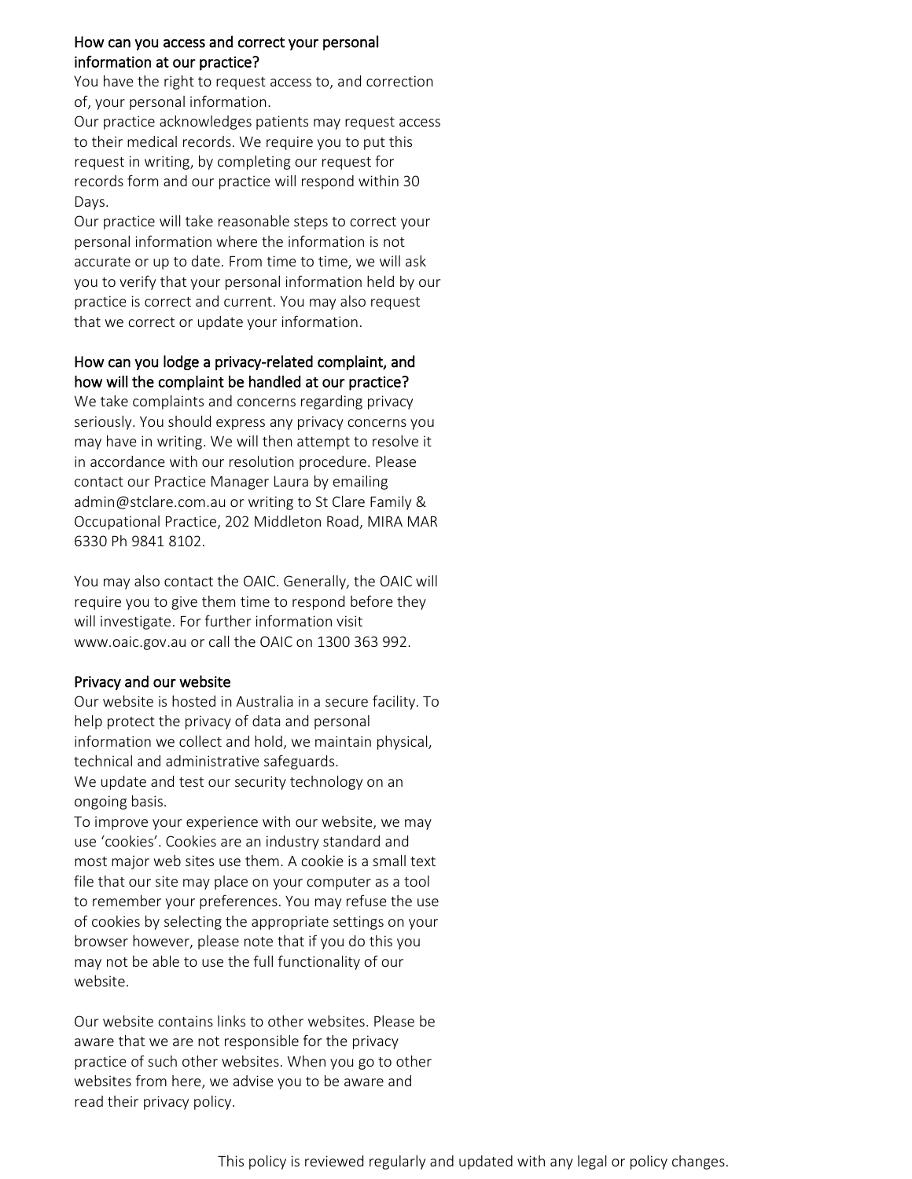## How can you access and correct your personal information at our practice?

You have the right to request access to, and correction of, your personal information.

Our practice acknowledges patients may request access to their medical records. We require you to put this request in writing, by completing our request for records form and our practice will respond within 30 Days.

Our practice will take reasonable steps to correct your personal information where the information is not accurate or up to date. From time to time, we will ask you to verify that your personal information held by our practice is correct and current. You may also request that we correct or update your information.

## How can you lodge a privacy-related complaint, and how will the complaint be handled at our practice?

We take complaints and concerns regarding privacy seriously. You should express any privacy concerns you may have in writing. We will then attempt to resolve it in accordance with our resolution procedure. Please contact our Practice Manager Laura by emailing admin@stclare.com.au or writing to St Clare Family & Occupational Practice, 202 Middleton Road, MIRA MAR 6330 Ph 9841 8102.

You may also contact the OAIC. Generally, the OAIC will require you to give them time to respond before they will investigate. For further information visit www.oaic.gov.au or call the OAIC on 1300 363 992.

## Privacy and our website

Our website is hosted in Australia in a secure facility. To help protect the privacy of data and personal information we collect and hold, we maintain physical, technical and administrative safeguards.

We update and test our security technology on an ongoing basis.

To improve your experience with our website, we may use 'cookies'. Cookies are an industry standard and most major web sites use them. A cookie is a small text file that our site may place on your computer as a tool to remember your preferences. You may refuse the use of cookies by selecting the appropriate settings on your browser however, please note that if you do this you may not be able to use the full functionality of our website.

Our website contains links to other websites. Please be aware that we are not responsible for the privacy practice of such other websites. When you go to other websites from here, we advise you to be aware and read their privacy policy.

This policy is reviewed regularly and updated with any legal or policy changes.